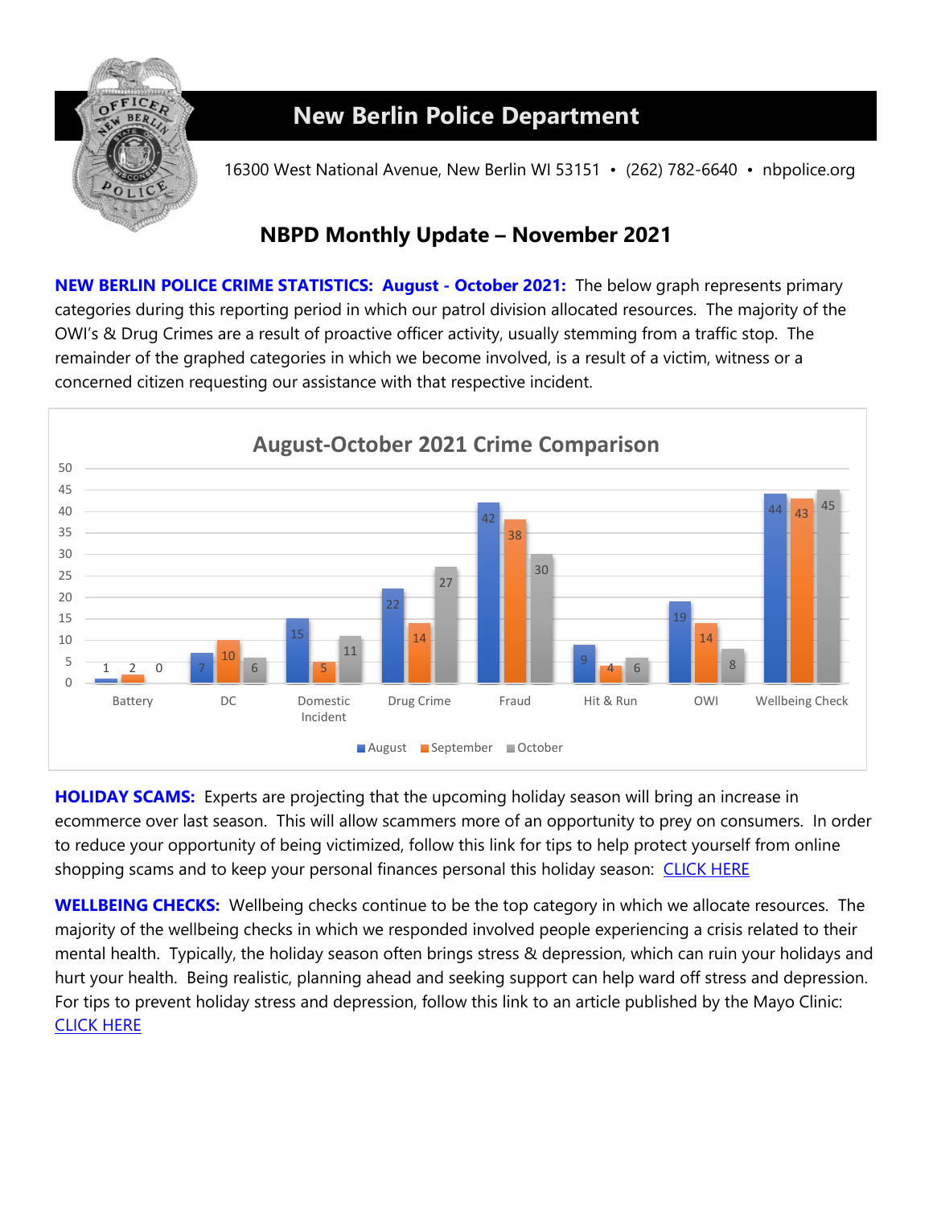# New Berlin Police Department

16300 West National Avenue, New Berlin WI 53151 • (262) 782-6640 • nbpolice.org

## NBPD Monthly Update – November 2021

**NEW BERLIN POLICE CRIME STATISTICS: August - October 2021:** The below graph represents primary categories during this reporting period in which our patrol division allocated resources. The majority of the OWI's & Drug Crimes are a result of proactive officer activity, usually stemming from a traffic stop. The remainder of the graphed categories in which we become involved, is a result of a victim, witness or a concerned citizen requesting our assistance with that respective incident.

**August-October 2021 Crime Comparison**

| Category | August | September | October |
|---|---|---|---|
| Battery | 1 | 2 | 0 |
| DC | 7 | 10 | 6 |
| Domestic Incident | 15 | 5 | 11 |
| Drug Crime | 22 | 14 | 27 |
| Fraud | 42 | 38 | 30 |
| Hit & Run | 9 | 4 | 6 |
| OWI | 19 | 14 | 8 |
| Wellbeing Check | 44 | 43 | 45 |

**HOLIDAY SCAMS:** Experts are projecting that the upcoming holiday season will bring an increase in ecommerce over last season. This will allow scammers more of an opportunity to prey on consumers. In order to reduce your opportunity of being victimized, follow this link for tips to help protect yourself from online shopping scams and to keep your personal finances personal this holiday season: CLICK HERE

**WELLBEING CHECKS:** Wellbeing checks continue to be the top category in which we allocate resources. The majority of the wellbeing checks in which we responded involved people experiencing a crisis related to their mental health. Typically, the holiday season often brings stress & depression, which can ruin your holidays and hurt your health. Being realistic, planning ahead and seeking support can help ward off stress and depression. For tips to prevent holiday stress and depression, follow this link to an article published by the Mayo Clinic: CLICK HERE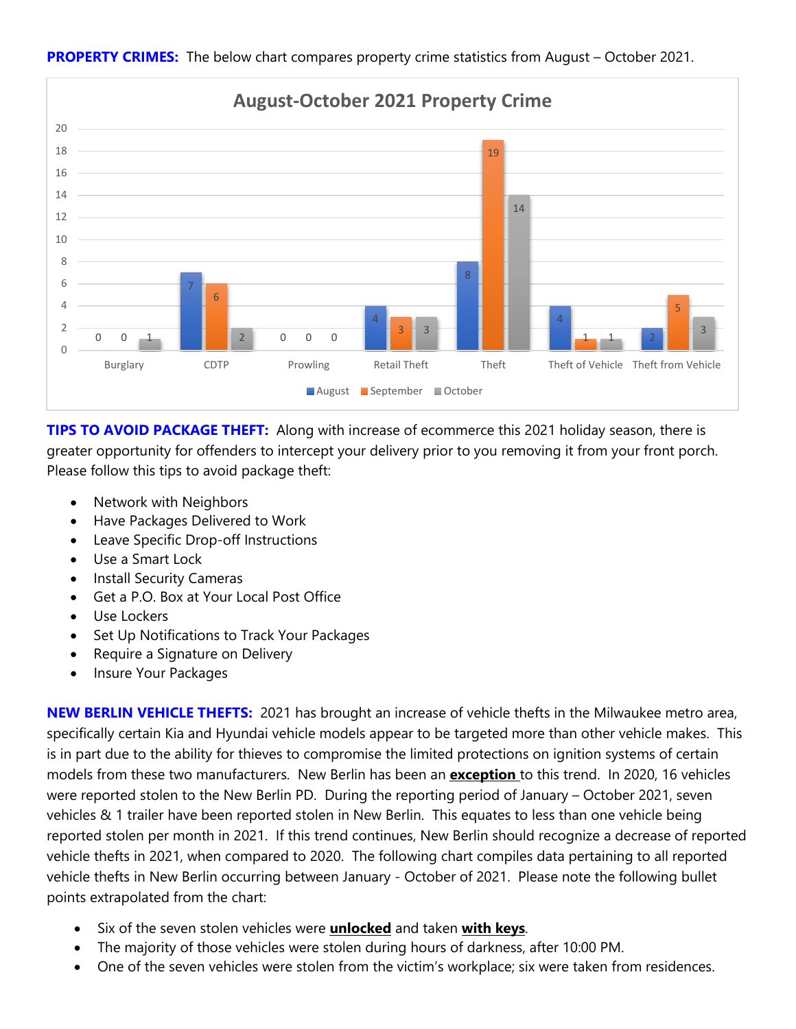**PROPERTY CRIMES:** The below chart compares property crime statistics from August – October 2021.

**August-October 2021 Property Crime**

| | August | September | October |
|---|---|---|---|
| Burglary | 0 | 0 | 1 |
| CDTP | 7 | 6 | 2 |
| Prowling | 0 | 0 | 0 |
| Retail Theft | 4 | 3 | 3 |
| Theft | 8 | 19 | 14 |
| Theft of Vehicle | 4 | 1 | 1 |
| Theft from Vehicle | 2 | 5 | 3 |

**TIPS TO AVOID PACKAGE THEFT:** Along with increase of ecommerce this 2021 holiday season, there is greater opportunity for offenders to intercept your delivery prior to you removing it from your front porch. Please follow this tips to avoid package theft:

- Network with Neighbors
- Have Packages Delivered to Work
- Leave Specific Drop-off Instructions
- Use a Smart Lock
- Install Security Cameras
- Get a P.O. Box at Your Local Post Office
- Use Lockers
- Set Up Notifications to Track Your Packages
- Require a Signature on Delivery
- Insure Your Packages

**NEW BERLIN VEHICLE THEFTS:** 2021 has brought an increase of vehicle thefts in the Milwaukee metro area, specifically certain Kia and Hyundai vehicle models appear to be targeted more than other vehicle makes. This is in part due to the ability for thieves to compromise the limited protections on ignition systems of certain models from these two manufacturers. New Berlin has been an **exception** to this trend. In 2020, 16 vehicles were reported stolen to the New Berlin PD. During the reporting period of January – October 2021, seven vehicles & 1 trailer have been reported stolen in New Berlin. This equates to less than one vehicle being reported stolen per month in 2021. If this trend continues, New Berlin should recognize a decrease of reported vehicle thefts in 2021, when compared to 2020. The following chart compiles data pertaining to all reported vehicle thefts in New Berlin occurring between January - October of 2021. Please note the following bullet points extrapolated from the chart:

- Six of the seven stolen vehicles were **unlocked** and taken **with keys**.
- The majority of those vehicles were stolen during hours of darkness, after 10:00 PM.
- One of the seven vehicles were stolen from the victim's workplace; six were taken from residences.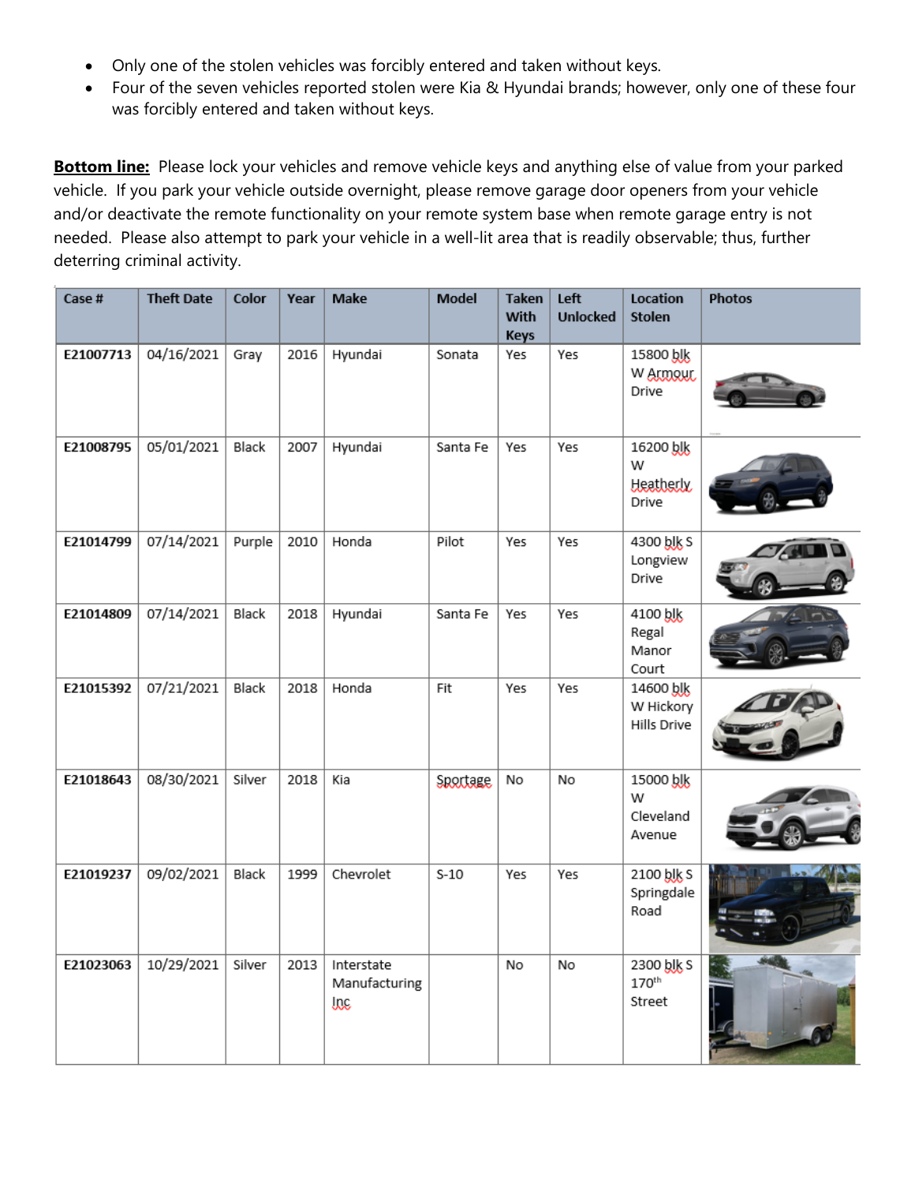- Only one of the stolen vehicles was forcibly entered and taken without keys.
- Four of the seven vehicles reported stolen were Kia & Hyundai brands; however, only one of these four was forcibly entered and taken without keys.

**Bottom line:** Please lock your vehicles and remove vehicle keys and anything else of value from your parked vehicle. If you park your vehicle outside overnight, please remove garage door openers from your vehicle and/or deactivate the remote functionality on your remote system base when remote garage entry is not needed. Please also attempt to park your vehicle in a well-lit area that is readily observable; thus, further deterring criminal activity.

| Case # | Theft Date | Color | Year | Make | Model | Taken With Keys | Left Unlocked | Location Stolen | Photos |
|---|---|---|---|---|---|---|---|---|---|
| E21007713 | 04/16/2021 | Gray | 2016 | Hyundai | Sonata | Yes | Yes | 15800 blk W Armour Drive | |
| E21008795 | 05/01/2021 | Black | 2007 | Hyundai | Santa Fe | Yes | Yes | 16200 blk W Heatherly Drive | |
| E21014799 | 07/14/2021 | Purple | 2010 | Honda | Pilot | Yes | Yes | 4300 blk S Longview Drive | |
| E21014809 | 07/14/2021 | Black | 2018 | Hyundai | Santa Fe | Yes | Yes | 4100 blk Regal Manor Court | |
| E21015392 | 07/21/2021 | Black | 2018 | Honda | Fit | Yes | Yes | 14600 blk W Hickory Hills Drive | |
| E21018643 | 08/30/2021 | Silver | 2018 | Kia | Sportage | No | No | 15000 blk W Cleveland Avenue | |
| E21019237 | 09/02/2021 | Black | 1999 | Chevrolet | S-10 | Yes | Yes | 2100 blk S Springdale Road | |
| E21023063 | 10/29/2021 | Silver | 2013 | Interstate Manufacturing Inc | | No | No | 2300 blk S 170th Street | |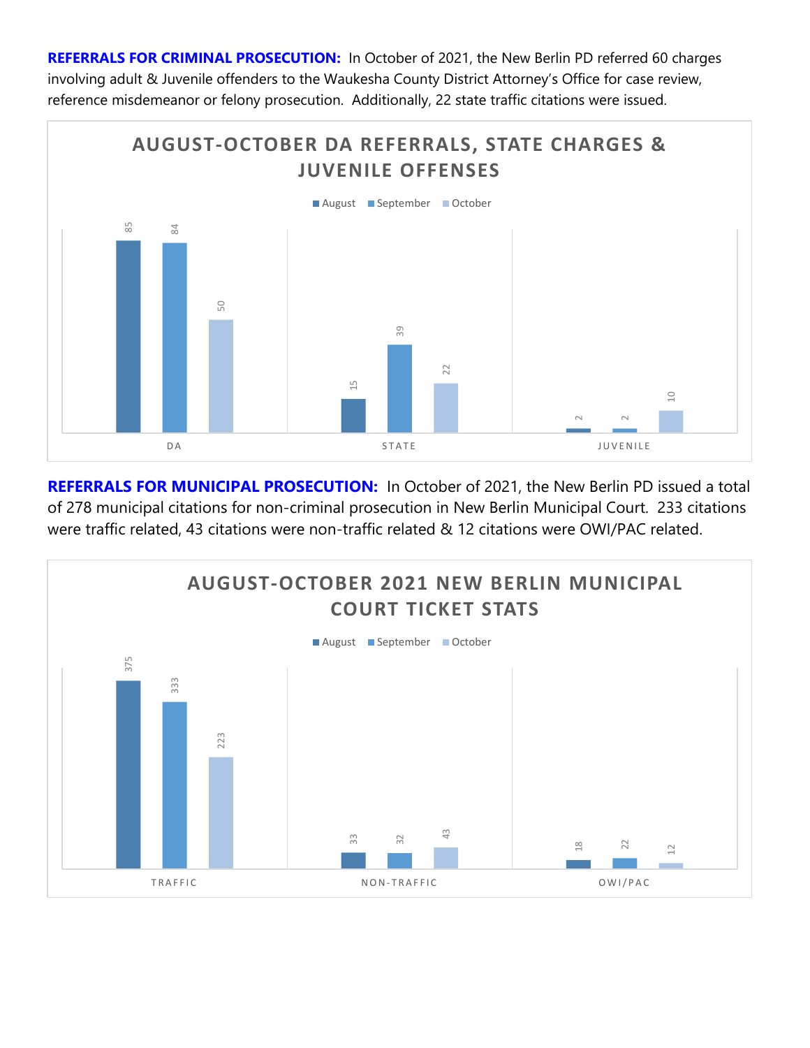**REFERRALS FOR CRIMINAL PROSECUTION:** In October of 2021, the New Berlin PD referred 60 charges involving adult & Juvenile offenders to the Waukesha County District Attorney's Office for case review, reference misdemeanor or felony prosecution. Additionally, 22 state traffic citations were issued.

**AUGUST-OCTOBER DA REFERRALS, STATE CHARGES & JUVENILE OFFENSES**

| | August | September | October |
|---|---|---|---|
| DA | 85 | 84 | 50 |
| STATE | 15 | 39 | 22 |
| JUVENILE | 2 | 2 | 10 |

**REFERRALS FOR MUNICIPAL PROSECUTION:** In October of 2021, the New Berlin PD issued a total of 278 municipal citations for non-criminal prosecution in New Berlin Municipal Court. 233 citations were traffic related, 43 citations were non-traffic related & 12 citations were OWI/PAC related.

**AUGUST-OCTOBER 2021 NEW BERLIN MUNICIPAL COURT TICKET STATS**

| | August | September | October |
|---|---|---|---|
| TRAFFIC | 375 | 333 | 223 |
| NON-TRAFFIC | 33 | 32 | 43 |
| OWI/PAC | 18 | 22 | 12 |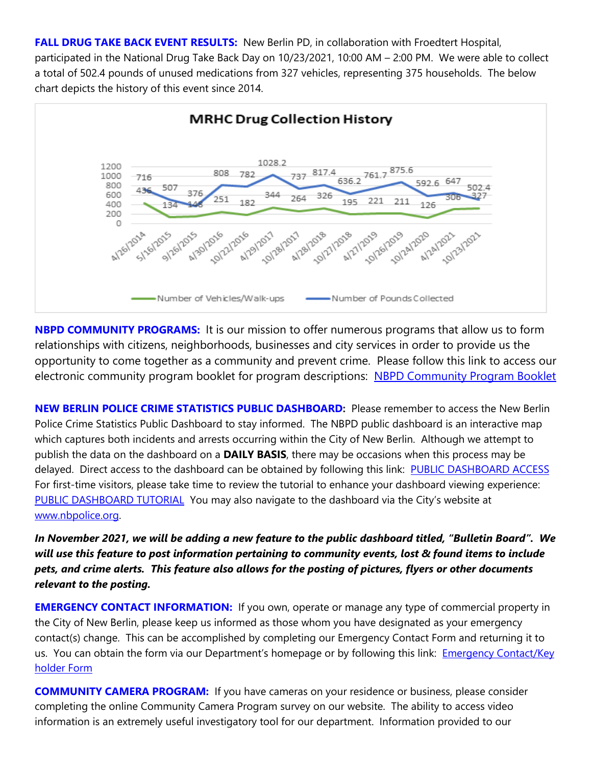**FALL DRUG TAKE BACK EVENT RESULTS:** New Berlin PD, in collaboration with Froedtert Hospital, participated in the National Drug Take Back Day on 10/23/2021, 10:00 AM – 2:00 PM. We were able to collect a total of 502.4 pounds of unused medications from 327 vehicles, representing 375 households. The below chart depicts the history of this event since 2014.

**MRHC Drug Collection History**

| Date | Number of Vehicles/Walk-ups | Number of Pounds Collected |
|---|---|---|
| 4/26/2014 | 436 | 716 |
| 5/16/2015 | 134 | 507 |
| 9/26/2015 | 148 | 376 |
| 4/30/2016 | 251 | 808 |
| 10/22/2016 | 182 | 782 |
| 4/29/2017 | 344 | 1028.2 |
| 10/28/2017 | 264 | 737 |
| 4/28/2018 | 326 | 817.4 |
| 10/27/2018 | 195 | 636.2 |
| 4/27/2019 | 221 | 761.7 |
| 10/26/2019 | 211 | 875.6 |
| 10/24/2020 | 126 | 592.6 |
| 4/24/2021 | 306 | 647 |
| 10/23/2021 | 327 | 502.4 |

**NBPD COMMUNITY PROGRAMS:** It is our mission to offer numerous programs that allow us to form relationships with citizens, neighborhoods, businesses and city services in order to provide us the opportunity to come together as a community and prevent crime. Please follow this link to access our electronic community program booklet for program descriptions: NBPD Community Program Booklet

**NEW BERLIN POLICE CRIME STATISTICS PUBLIC DASHBOARD:** Please remember to access the New Berlin Police Crime Statistics Public Dashboard to stay informed. The NBPD public dashboard is an interactive map which captures both incidents and arrests occurring within the City of New Berlin. Although we attempt to publish the data on the dashboard on a **DAILY BASIS**, there may be occasions when this process may be delayed. Direct access to the dashboard can be obtained by following this link: PUBLIC DASHBOARD ACCESS For first-time visitors, please take time to review the tutorial to enhance your dashboard viewing experience: PUBLIC DASHBOARD TUTORIAL You may also navigate to the dashboard via the City's website at www.nbpolice.org.

***In November 2021, we will be adding a new feature to the public dashboard titled, "Bulletin Board". We will use this feature to post information pertaining to community events, lost & found items to include pets, and crime alerts. This feature also allows for the posting of pictures, flyers or other documents relevant to the posting.***

**EMERGENCY CONTACT INFORMATION:** If you own, operate or manage any type of commercial property in the City of New Berlin, please keep us informed as those whom you have designated as your emergency contact(s) change. This can be accomplished by completing our Emergency Contact Form and returning it to us. You can obtain the form via our Department's homepage or by following this link: Emergency Contact/Key holder Form

**COMMUNITY CAMERA PROGRAM:** If you have cameras on your residence or business, please consider completing the online Community Camera Program survey on our website. The ability to access video information is an extremely useful investigatory tool for our department. Information provided to our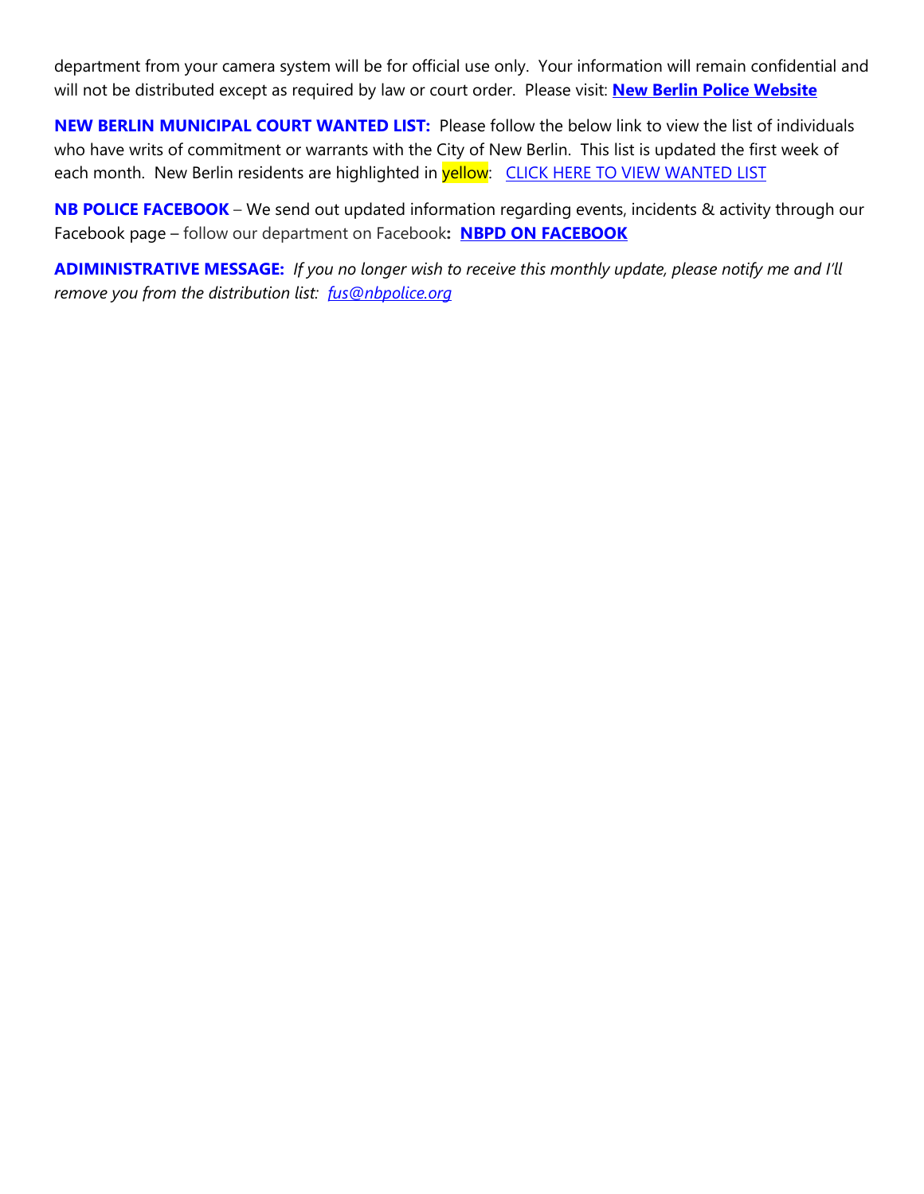department from your camera system will be for official use only. Your information will remain confidential and will not be distributed except as required by law or court order. Please visit: **New Berlin Police Website**

**NEW BERLIN MUNICIPAL COURT WANTED LIST:** Please follow the below link to view the list of individuals who have writs of commitment or warrants with the City of New Berlin. This list is updated the first week of each month. New Berlin residents are highlighted in yellow: CLICK HERE TO VIEW WANTED LIST

**NB POLICE FACEBOOK** – We send out updated information regarding events, incidents & activity through our Facebook page – follow our department on Facebook**:** **NBPD ON FACEBOOK**

**ADIMINISTRATIVE MESSAGE:** *If you no longer wish to receive this monthly update, please notify me and I'll remove you from the distribution list: fus@nbpolice.org*